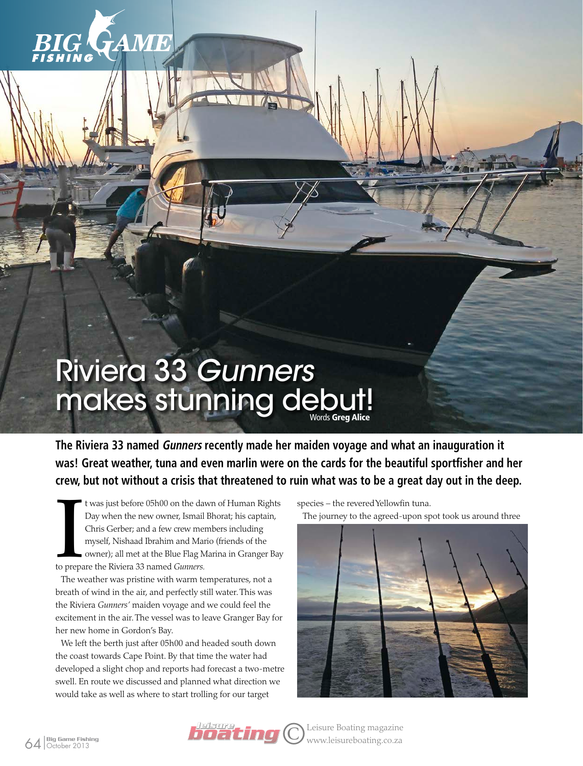# Riviera 33 *Gunners* makes stunning debut!

Words **Greg Alice**

**The Riviera 33 named *Gunners* recently made her maiden voyage and what an inauguration it was! Great weather, tuna and even marlin were on the cards for the beautiful sportfisher and her crew, but not without a crisis that threatened to ruin what was to be a great day out in the deep.**

It was just before 05h00 on the dawn of Human Rights Day when the new owner, Ismail Bhorat; his captain, Chris Gerber; and a few crew members including myself, Nishaad Ibrahim and Mario (friends of the owner); all met at the Blue Flag Marina in Granger Bay to prepare the Riviera 33 named *Gunners.*

The weather was pristine with warm temperatures, not a breath of wind in the air, and perfectly still water. This was the Riviera *Gunners'* maiden voyage and we could feel the excitement in the air. The vessel was to leave Granger Bay for her new home in Gordon's Bay.

We left the berth just after 05h00 and headed south down the coast towards Cape Point. By that time the water had developed a slight chop and reports had forecast a two-metre swell. En route we discussed and planned what direction we would take as well as where to start trolling for our target species – the revered Yellowfin tuna.

The journey to the agreed-upon spot took us around three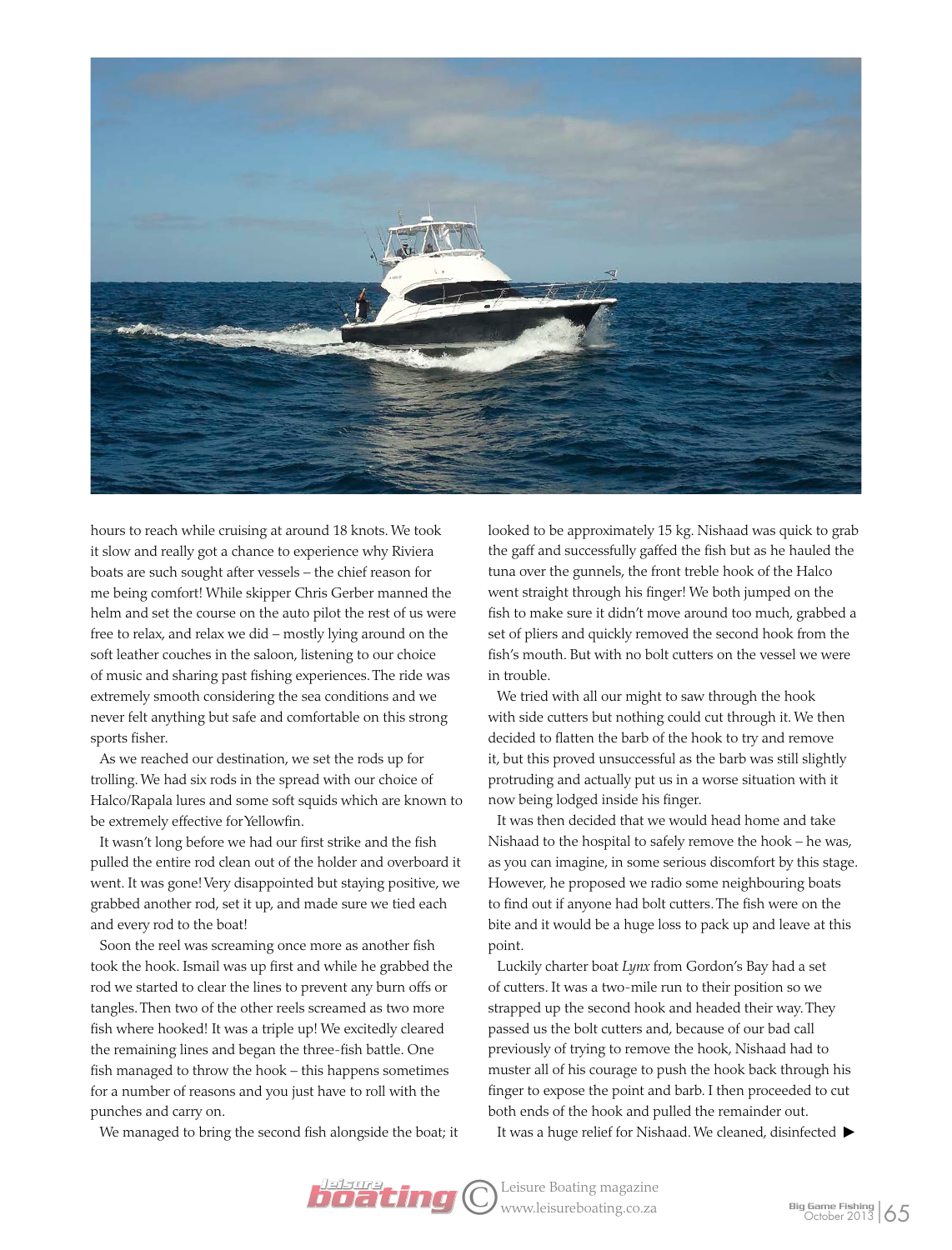hours to reach while cruising at around 18 knots. We took it slow and really got a chance to experience why Riviera boats are such sought after vessels – the chief reason for me being comfort! While skipper Chris Gerber manned the helm and set the course on the auto pilot the rest of us were free to relax, and relax we did – mostly lying around on the soft leather couches in the saloon, listening to our choice of music and sharing past fishing experiences. The ride was extremely smooth considering the sea conditions and we never felt anything but safe and comfortable on this strong sports fisher.

As we reached our destination, we set the rods up for trolling. We had six rods in the spread with our choice of Halco/Rapala lures and some soft squids which are known to be extremely effective for Yellowfin.

It wasn't long before we had our first strike and the fish pulled the entire rod clean out of the holder and overboard it went. It was gone! Very disappointed but staying positive, we grabbed another rod, set it up, and made sure we tied each and every rod to the boat!

Soon the reel was screaming once more as another fish took the hook. Ismail was up first and while he grabbed the rod we started to clear the lines to prevent any burn offs or tangles. Then two of the other reels screamed as two more fish where hooked! It was a triple up! We excitedly cleared the remaining lines and began the three-fish battle. One fish managed to throw the hook – this happens sometimes for a number of reasons and you just have to roll with the punches and carry on.

We managed to bring the second fish alongside the boat; it looked to be approximately 15 kg. Nishaad was quick to grab the gaff and successfully gaffed the fish but as he hauled the tuna over the gunnels, the front treble hook of the Halco went straight through his finger! We both jumped on the fish to make sure it didn't move around too much, grabbed a set of pliers and quickly removed the second hook from the fish's mouth. But with no bolt cutters on the vessel we were in trouble.

We tried with all our might to saw through the hook with side cutters but nothing could cut through it. We then decided to flatten the barb of the hook to try and remove it, but this proved unsuccessful as the barb was still slightly protruding and actually put us in a worse situation with it now being lodged inside his finger.

It was then decided that we would head home and take Nishaad to the hospital to safely remove the hook – he was, as you can imagine, in some serious discomfort by this stage. However, he proposed we radio some neighbouring boats to find out if anyone had bolt cutters. The fish were on the bite and it would be a huge loss to pack up and leave at this point.

Luckily charter boat *Lynx* from Gordon's Bay had a set of cutters. It was a two-mile run to their position so we strapped up the second hook and headed their way. They passed us the bolt cutters and, because of our bad call previously of trying to remove the hook, Nishaad had to muster all of his courage to push the hook back through his finger to expose the point and barb. I then proceeded to cut both ends of the hook and pulled the remainder out.

It was a huge relief for Nishaad. We cleaned, disinfected ▶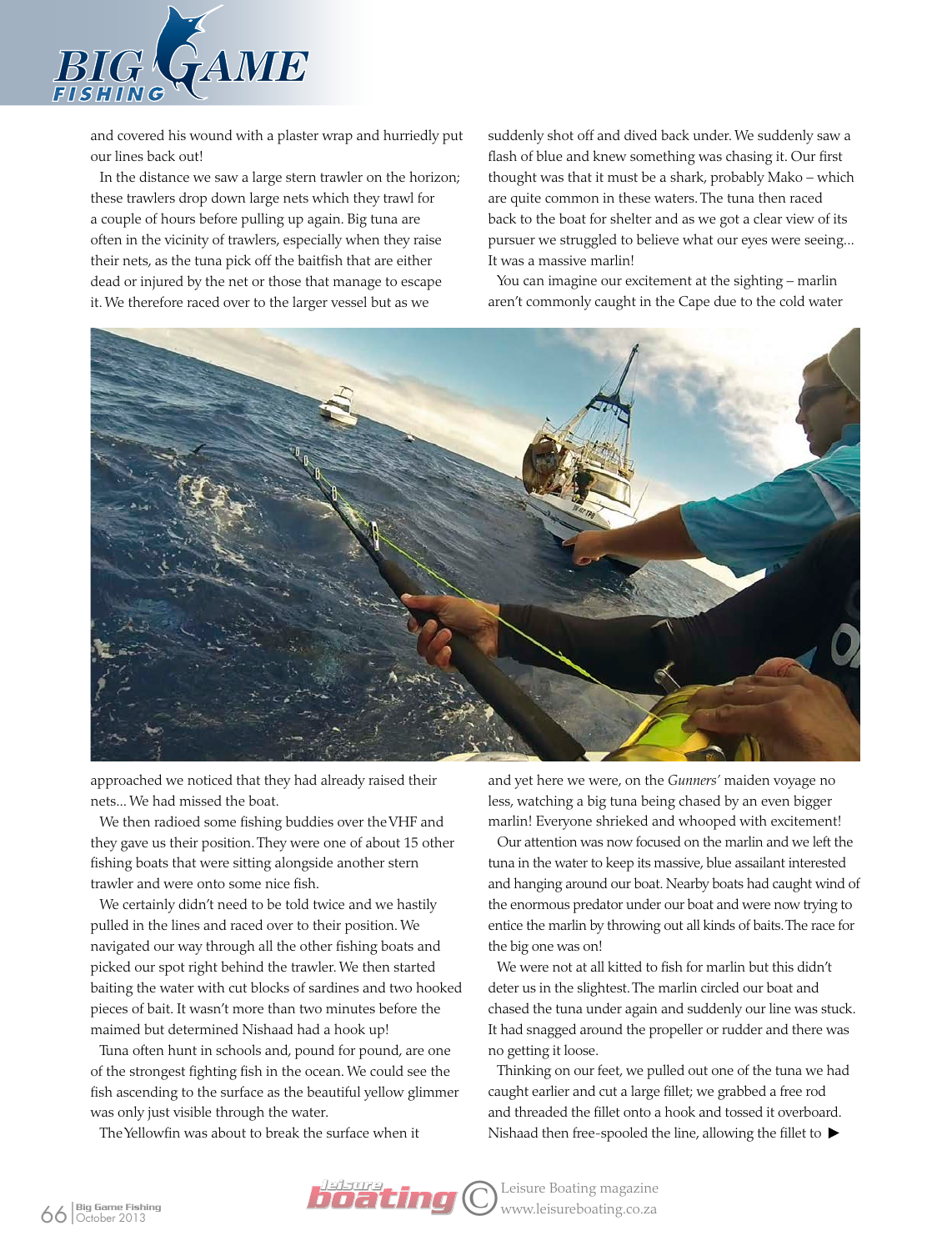and covered his wound with a plaster wrap and hurriedly put our lines back out!

In the distance we saw a large stern trawler on the horizon; these trawlers drop down large nets which they trawl for a couple of hours before pulling up again. Big tuna are often in the vicinity of trawlers, especially when they raise their nets, as the tuna pick off the baitfish that are either dead or injured by the net or those that manage to escape it. We therefore raced over to the larger vessel but as we approached we noticed that they had already raised their nets... We had missed the boat.

We then radioed some fishing buddies over the VHF and they gave us their position. They were one of about 15 other fishing boats that were sitting alongside another stern trawler and were onto some nice fish.

We certainly didn't need to be told twice and we hastily pulled in the lines and raced over to their position. We navigated our way through all the other fishing boats and picked our spot right behind the trawler. We then started baiting the water with cut blocks of sardines and two hooked pieces of bait. It wasn't more than two minutes before the maimed but determined Nishaad had a hook up!

Tuna often hunt in schools and, pound for pound, are one of the strongest fighting fish in the ocean. We could see the fish ascending to the surface as the beautiful yellow glimmer was only just visible through the water.

The Yellowfin was about to break the surface when it suddenly shot off and dived back under. We suddenly saw a flash of blue and knew something was chasing it. Our first thought was that it must be a shark, probably Mako – which are quite common in these waters. The tuna then raced back to the boat for shelter and as we got a clear view of its pursuer we struggled to believe what our eyes were seeing... It was a massive marlin!

You can imagine our excitement at the sighting – marlin aren't commonly caught in the Cape due to the cold water and yet here we were, on the *Gunners'* maiden voyage no less, watching a big tuna being chased by an even bigger marlin! Everyone shrieked and whooped with excitement!

Our attention was now focused on the marlin and we left the tuna in the water to keep its massive, blue assailant interested and hanging around our boat. Nearby boats had caught wind of the enormous predator under our boat and were now trying to entice the marlin by throwing out all kinds of baits. The race for the big one was on!

We were not at all kitted to fish for marlin but this didn't deter us in the slightest. The marlin circled our boat and chased the tuna under again and suddenly our line was stuck. It had snagged around the propeller or rudder and there was no getting it loose.

Thinking on our feet, we pulled out one of the tuna we had caught earlier and cut a large fillet; we grabbed a free rod and threaded the fillet onto a hook and tossed it overboard. Nishaad then free-spooled the line, allowing the fillet to ▶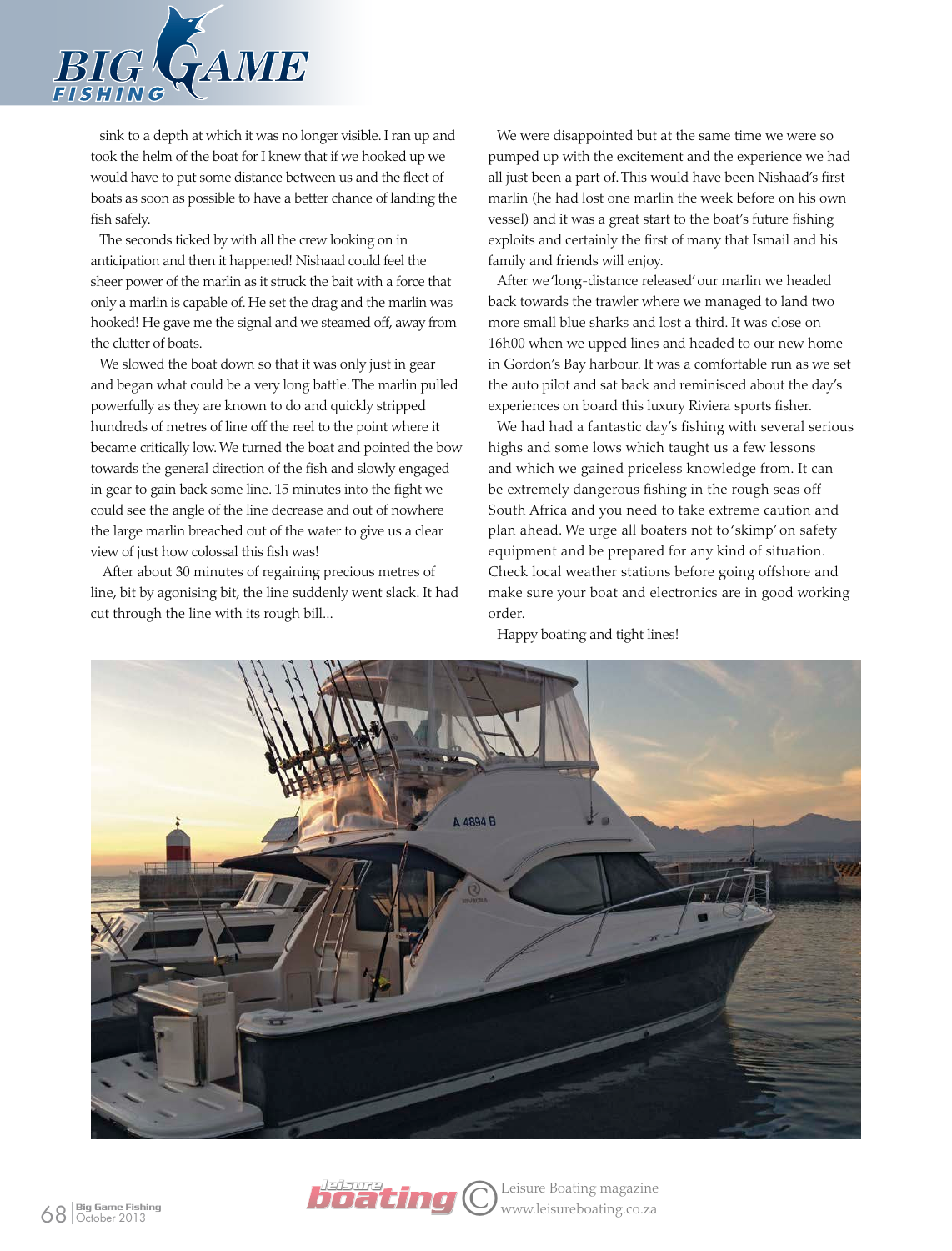sink to a depth at which it was no longer visible. I ran up and took the helm of the boat for I knew that if we hooked up we would have to put some distance between us and the fleet of boats as soon as possible to have a better chance of landing the fish safely.

The seconds ticked by with all the crew looking on in anticipation and then it happened! Nishaad could feel the sheer power of the marlin as it struck the bait with a force that only a marlin is capable of. He set the drag and the marlin was hooked! He gave me the signal and we steamed off, away from the clutter of boats.

We slowed the boat down so that it was only just in gear and began what could be a very long battle. The marlin pulled powerfully as they are known to do and quickly stripped hundreds of metres of line off the reel to the point where it became critically low. We turned the boat and pointed the bow towards the general direction of the fish and slowly engaged in gear to gain back some line. 15 minutes into the fight we could see the angle of the line decrease and out of nowhere the large marlin breached out of the water to give us a clear view of just how colossal this fish was!

After about 30 minutes of regaining precious metres of line, bit by agonising bit, the line suddenly went slack. It had cut through the line with its rough bill...

We were disappointed but at the same time we were so pumped up with the excitement and the experience we had all just been a part of. This would have been Nishaad's first marlin (he had lost one marlin the week before on his own vessel) and it was a great start to the boat's future fishing exploits and certainly the first of many that Ismail and his family and friends will enjoy.

After we 'long-distance released' our marlin we headed back towards the trawler where we managed to land two more small blue sharks and lost a third. It was close on 16h00 when we upped lines and headed to our new home in Gordon's Bay harbour. It was a comfortable run as we set the auto pilot and sat back and reminisced about the day's experiences on board this luxury Riviera sports fisher.

We had had a fantastic day's fishing with several serious highs and some lows which taught us a few lessons and which we gained priceless knowledge from. It can be extremely dangerous fishing in the rough seas off South Africa and you need to take extreme caution and plan ahead. We urge all boaters not to 'skimp' on safety equipment and be prepared for any kind of situation. Check local weather stations before going offshore and make sure your boat and electronics are in good working order.

Happy boating and tight lines!

Leisure Boating magazine www.leisureboating.co.za